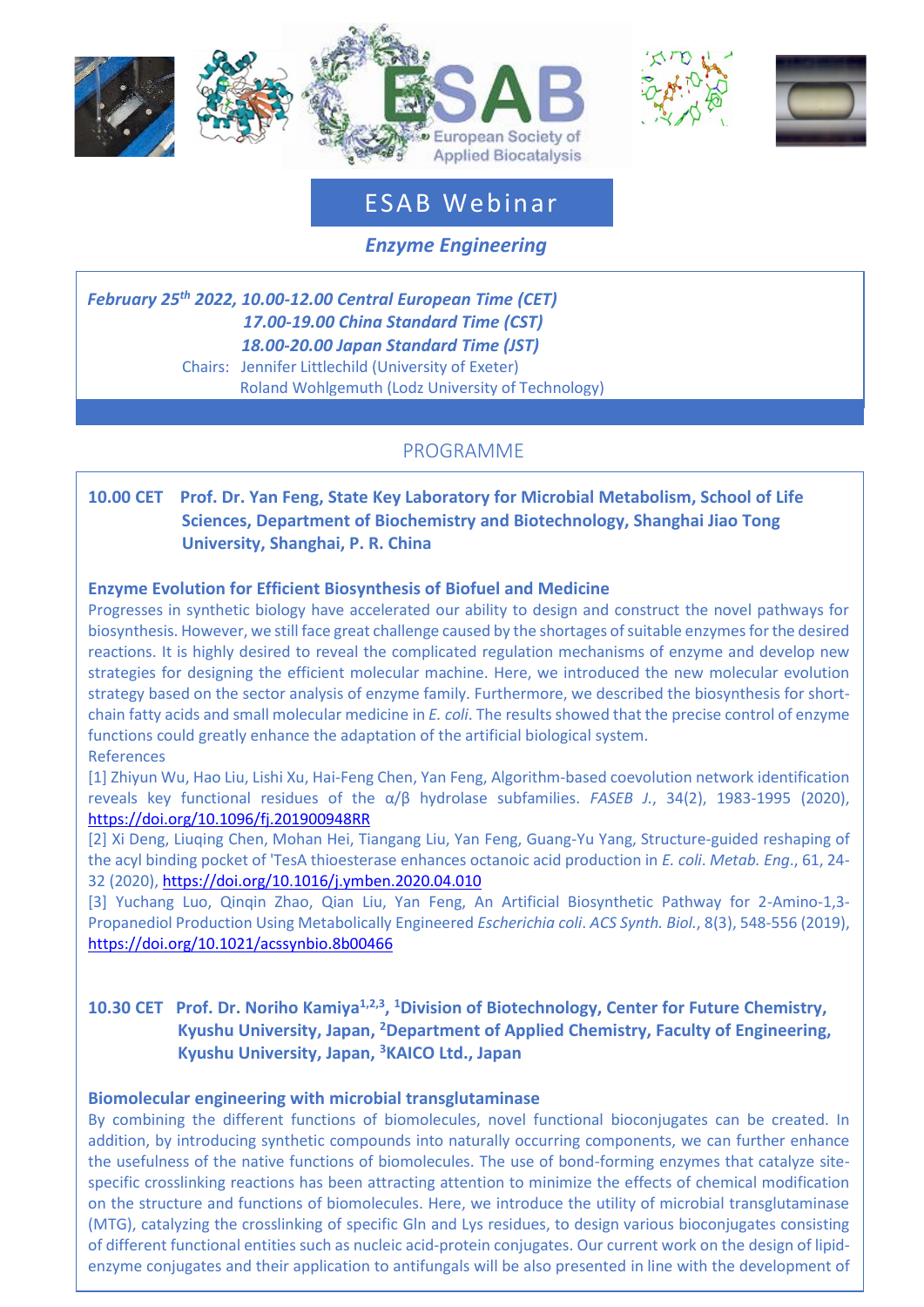# ESAB Webinar

## *Enzyme Engineering*

***February 25th 2022, 10.00-12.00 Central European Time (CET)***
***17.00-19.00 China Standard Time (CST)***
***18.00-20.00 Japan Standard Time (JST)***

Chairs: Jennifer Littlechild (University of Exeter)
Roland Wohlgemuth (Lodz University of Technology)

## PROGRAMME

**10.00 CET Prof. Dr. Yan Feng, State Key Laboratory for Microbial Metabolism, School of Life Sciences, Department of Biochemistry and Biotechnology, Shanghai Jiao Tong University, Shanghai, P. R. China**

**Enzyme Evolution for Efficient Biosynthesis of Biofuel and Medicine**

Progresses in synthetic biology have accelerated our ability to design and construct the novel pathways for biosynthesis. However, we still face great challenge caused by the shortages of suitable enzymes for the desired reactions. It is highly desired to reveal the complicated regulation mechanisms of enzyme and develop new strategies for designing the efficient molecular machine. Here, we introduced the new molecular evolution strategy based on the sector analysis of enzyme family. Furthermore, we described the biosynthesis for short-chain fatty acids and small molecular medicine in *E. coli*. The results showed that the precise control of enzyme functions could greatly enhance the adaptation of the artificial biological system.

References

[1] Zhiyun Wu, Hao Liu, Lishi Xu, Hai-Feng Chen, Yan Feng, Algorithm-based coevolution network identification reveals key functional residues of the α/β hydrolase subfamilies. *FASEB J.*, 34(2), 1983-1995 (2020), https://doi.org/10.1096/fj.201900948RR

[2] Xi Deng, Liuqing Chen, Mohan Hei, Tiangang Liu, Yan Feng, Guang-Yu Yang, Structure-guided reshaping of the acyl binding pocket of 'TesA thioesterase enhances octanoic acid production in *E. coli*. *Metab. Eng.*, 61, 24-32 (2020), https://doi.org/10.1016/j.ymben.2020.04.010

[3] Yuchang Luo, Qinqin Zhao, Qian Liu, Yan Feng, An Artificial Biosynthetic Pathway for 2-Amino-1,3-Propanediol Production Using Metabolically Engineered *Escherichia coli*. *ACS Synth. Biol.*, 8(3), 548-556 (2019), https://doi.org/10.1021/acssynbio.8b00466

**10.30 CET Prof. Dr. Noriho Kamiya[1,2,3], [1]Division of Biotechnology, Center for Future Chemistry, Kyushu University, Japan, [2]Department of Applied Chemistry, Faculty of Engineering, Kyushu University, Japan, [3]KAICO Ltd., Japan**

**Biomolecular engineering with microbial transglutaminase**

By combining the different functions of biomolecules, novel functional bioconjugates can be created. In addition, by introducing synthetic compounds into naturally occurring components, we can further enhance the usefulness of the native functions of biomolecules. The use of bond-forming enzymes that catalyze site-specific crosslinking reactions has been attracting attention to minimize the effects of chemical modification on the structure and functions of biomolecules. Here, we introduce the utility of microbial transglutaminase (MTG), catalyzing the crosslinking of specific Gln and Lys residues, to design various bioconjugates consisting of different functional entities such as nucleic acid-protein conjugates. Our current work on the design of lipid-enzyme conjugates and their application to antifungals will be also presented in line with the development of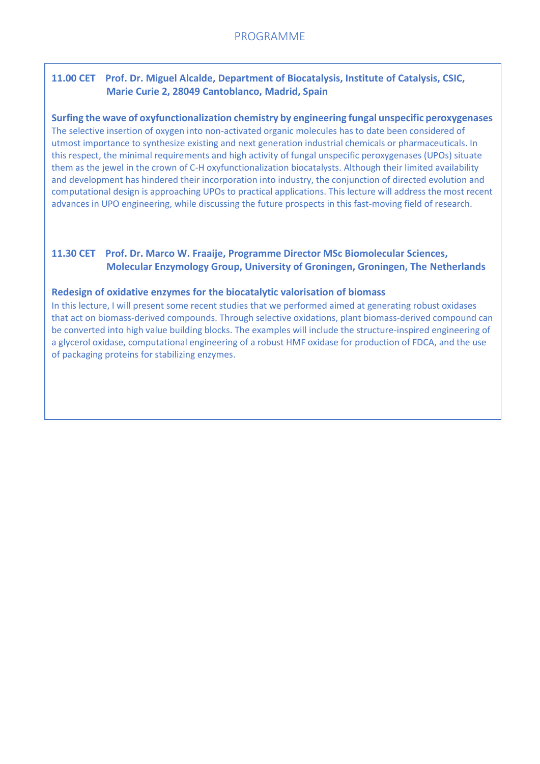PROGRAMME

**11.00 CET Prof. Dr. Miguel Alcalde, Department of Biocatalysis, Institute of Catalysis, CSIC, Marie Curie 2, 28049 Cantoblanco, Madrid, Spain**

**Surfing the wave of oxyfunctionalization chemistry by engineering fungal unspecific peroxygenases**

The selective insertion of oxygen into non-activated organic molecules has to date been considered of utmost importance to synthesize existing and next generation industrial chemicals or pharmaceuticals. In this respect, the minimal requirements and high activity of fungal unspecific peroxygenases (UPOs) situate them as the jewel in the crown of C-H oxyfunctionalization biocatalysts. Although their limited availability and development has hindered their incorporation into industry, the conjunction of directed evolution and computational design is approaching UPOs to practical applications. This lecture will address the most recent advances in UPO engineering, while discussing the future prospects in this fast-moving field of research.

**11.30 CET Prof. Dr. Marco W. Fraaije, Programme Director MSc Biomolecular Sciences, Molecular Enzymology Group, University of Groningen, Groningen, The Netherlands**

**Redesign of oxidative enzymes for the biocatalytic valorisation of biomass**

In this lecture, I will present some recent studies that we performed aimed at generating robust oxidases that act on biomass-derived compounds. Through selective oxidations, plant biomass-derived compound can be converted into high value building blocks. The examples will include the structure-inspired engineering of a glycerol oxidase, computational engineering of a robust HMF oxidase for production of FDCA, and the use of packaging proteins for stabilizing enzymes.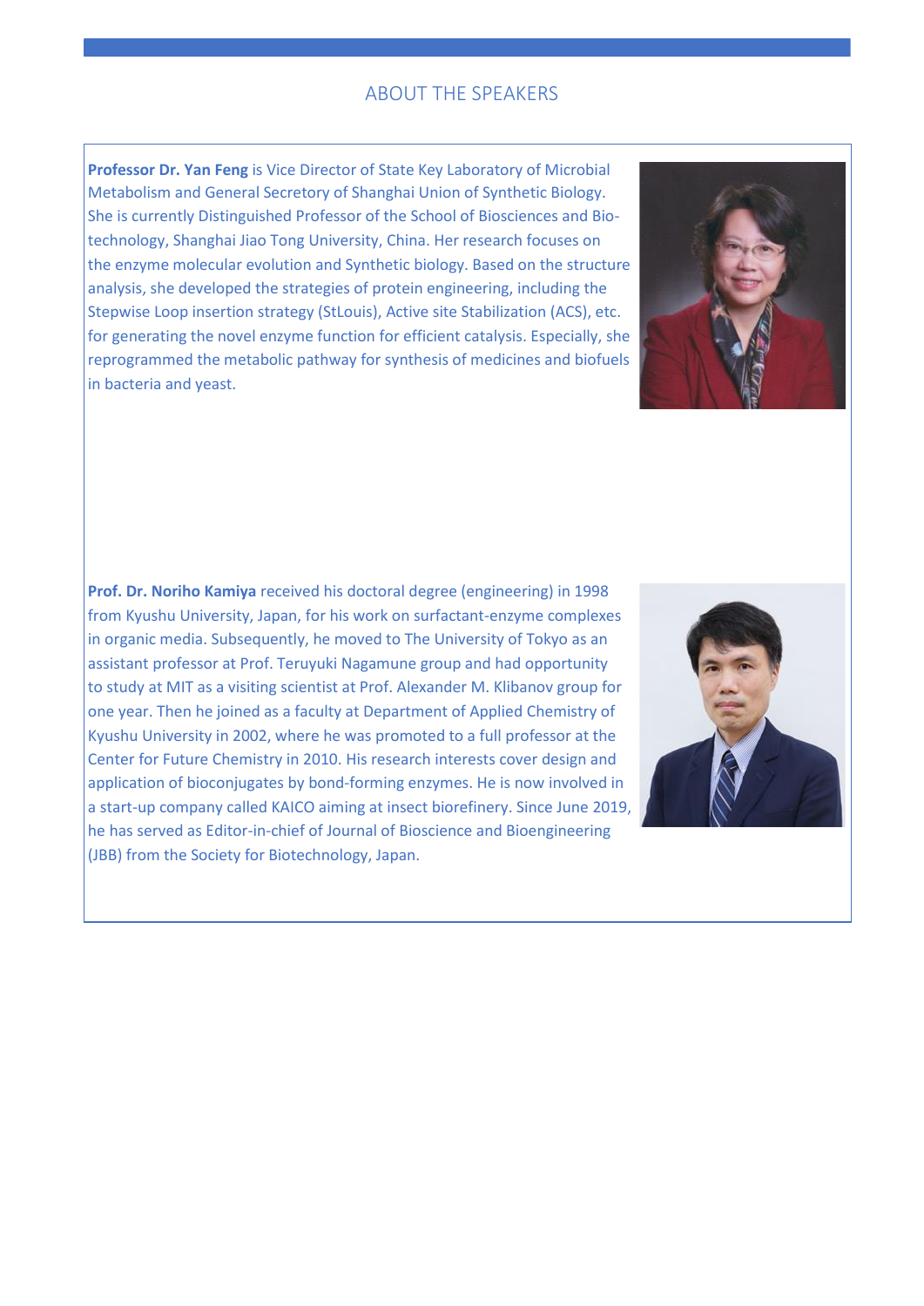## ABOUT THE SPEAKERS

**Professor Dr. Yan Feng** is Vice Director of State Key Laboratory of Microbial Metabolism and General Secretory of Shanghai Union of Synthetic Biology. She is currently Distinguished Professor of the School of Biosciences and Bio-technology, Shanghai Jiao Tong University, China. Her research focuses on the enzyme molecular evolution and Synthetic biology. Based on the structure analysis, she developed the strategies of protein engineering, including the Stepwise Loop insertion strategy (StLouis), Active site Stabilization (ACS), etc. for generating the novel enzyme function for efficient catalysis. Especially, she reprogrammed the metabolic pathway for synthesis of medicines and biofuels in bacteria and yeast.

**Prof. Dr. Noriho Kamiya** received his doctoral degree (engineering) in 1998 from Kyushu University, Japan, for his work on surfactant-enzyme complexes in organic media. Subsequently, he moved to The University of Tokyo as an assistant professor at Prof. Teruyuki Nagamune group and had opportunity to study at MIT as a visiting scientist at Prof. Alexander M. Klibanov group for one year. Then he joined as a faculty at Department of Applied Chemistry of Kyushu University in 2002, where he was promoted to a full professor at the Center for Future Chemistry in 2010. His research interests cover design and application of bioconjugates by bond-forming enzymes. He is now involved in a start-up company called KAICO aiming at insect biorefinery. Since June 2019, he has served as Editor-in-chief of Journal of Bioscience and Bioengineering (JBB) from the Society for Biotechnology, Japan.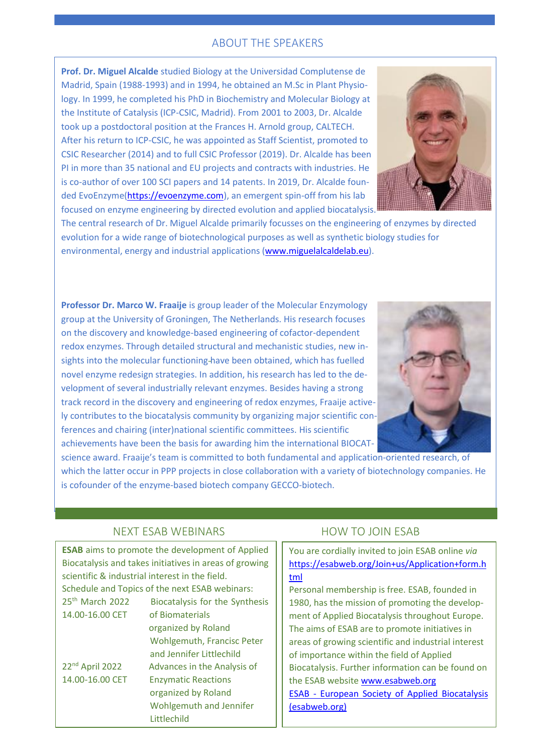## ABOUT THE SPEAKERS

**Prof. Dr. Miguel Alcalde** studied Biology at the Universidad Complutense de Madrid, Spain (1988-1993) and in 1994, he obtained an M.Sc in Plant Physiology. In 1999, he completed his PhD in Biochemistry and Molecular Biology at the Institute of Catalysis (ICP-CSIC, Madrid). From 2001 to 2003, Dr. Alcalde took up a postdoctoral position at the Frances H. Arnold group, CALTECH. After his return to ICP-CSIC, he was appointed as Staff Scientist, promoted to CSIC Researcher (2014) and to full CSIC Professor (2019). Dr. Alcalde has been PI in more than 35 national and EU projects and contracts with industries. He is co-author of over 100 SCI papers and 14 patents. In 2019, Dr. Alcalde founded EvoEnzyme(https://evoenzyme.com), an emergent spin-off from his lab focused on enzyme engineering by directed evolution and applied biocatalysis. The central research of Dr. Miguel Alcalde primarily focusses on the engineering of enzymes by directed evolution for a wide range of biotechnological purposes as well as synthetic biology studies for environmental, energy and industrial applications (www.miguelalcaldelab.eu).

**Professor Dr. Marco W. Fraaije** is group leader of the Molecular Enzymology group at the University of Groningen, The Netherlands. His research focuses on the discovery and knowledge-based engineering of cofactor-dependent redox enzymes. Through detailed structural and mechanistic studies, new insights into the molecular functioning have been obtained, which has fuelled novel enzyme redesign strategies. In addition, his research has led to the development of several industrially relevant enzymes. Besides having a strong track record in the discovery and engineering of redox enzymes, Fraaije actively contributes to the biocatalysis community by organizing major scientific conferences and chairing (inter)national scientific committees. His scientific achievements have been the basis for awarding him the international BIOCAT-science award. Fraaije's team is committed to both fundamental and application-oriented research, of which the latter occur in PPP projects in close collaboration with a variety of biotechnology companies. He is cofounder of the enzyme-based biotech company GECCO-biotech.

## NEXT ESAB WEBINARS

**ESAB** aims to promote the development of Applied Biocatalysis and takes initiatives in areas of growing scientific & industrial interest in the field.

Schedule and Topics of the next ESAB webinars:

| | |
|---|---|
| 25th March 2022 14.00-16.00 CET | Biocatalysis for the Synthesis of Biomaterials organized by Roland Wohlgemuth, Francisc Peter and Jennifer Littlechild |
| 22nd April 2022 14.00-16.00 CET | Advances in the Analysis of Enzymatic Reactions organized by Roland Wohlgemuth and Jennifer Littlechild |

## HOW TO JOIN ESAB

You are cordially invited to join ESAB online *via* https://esabweb.org/Join+us/Application+form.html

Personal membership is free. ESAB, founded in 1980, has the mission of promoting the development of Applied Biocatalysis throughout Europe. The aims of ESAB are to promote initiatives in areas of growing scientific and industrial interest of importance within the field of Applied Biocatalysis. Further information can be found on the ESAB website www.esabweb.org

ESAB - European Society of Applied Biocatalysis (esabweb.org)